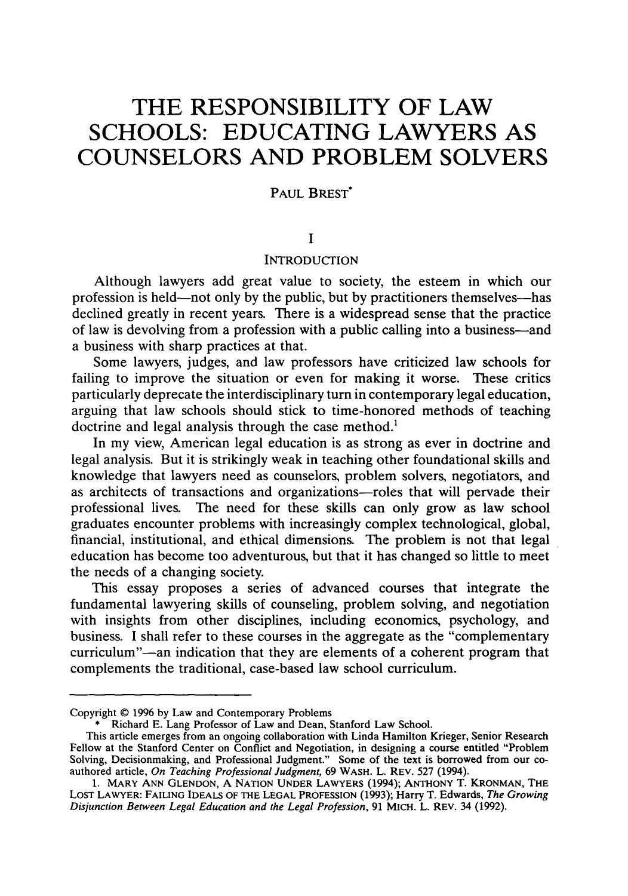# THE RESPONSIBILITY OF LAW SCHOOLS: EDUCATING LAWYERS AS COUNSELORS AND PROBLEM SOLVERS

PAUL BREST*

## I

## INTRODUCTION

Although lawyers add great value to society, the esteem in which our profession is held—not only by the public, but by practitioners themselves—has declined greatly in recent years. There is a widespread sense that the practice of law is devolving from a profession with a public calling into a business—and a business with sharp practices at that.

Some lawyers, judges, and law professors have criticized law schools for failing to improve the situation or even for making it worse. These critics particularly deprecate the interdisciplinary turn in contemporary legal education, arguing that law schools should stick to time-honored methods of teaching doctrine and legal analysis through the case method.[1]

In my view, American legal education is as strong as ever in doctrine and legal analysis. But it is strikingly weak in teaching other foundational skills and knowledge that lawyers need as counselors, problem solvers, negotiators, and as architects of transactions and organizations—roles that will pervade their professional lives. The need for these skills can only grow as law school graduates encounter problems with increasingly complex technological, global, financial, institutional, and ethical dimensions. The problem is not that legal education has become too adventurous, but that it has changed so little to meet the needs of a changing society.

This essay proposes a series of advanced courses that integrate the fundamental lawyering skills of counseling, problem solving, and negotiation with insights from other disciplines, including economics, psychology, and business. I shall refer to these courses in the aggregate as the "complementary curriculum"—an indication that they are elements of a coherent program that complements the traditional, case-based law school curriculum.

---

Copyright © 1996 by Law and Contemporary Problems

\* Richard E. Lang Professor of Law and Dean, Stanford Law School.

This article emerges from an ongoing collaboration with Linda Hamilton Krieger, Senior Research Fellow at the Stanford Center on Conflict and Negotiation, in designing a course entitled "Problem Solving, Decisionmaking, and Professional Judgment." Some of the text is borrowed from our co-authored article, *On Teaching Professional Judgment*, 69 WASH. L. REV. 527 (1994).

1. MARY ANN GLENDON, A NATION UNDER LAWYERS (1994); ANTHONY T. KRONMAN, THE LOST LAWYER: FAILING IDEALS OF THE LEGAL PROFESSION (1993); Harry T. Edwards, *The Growing Disjunction Between Legal Education and the Legal Profession*, 91 MICH. L. REV. 34 (1992).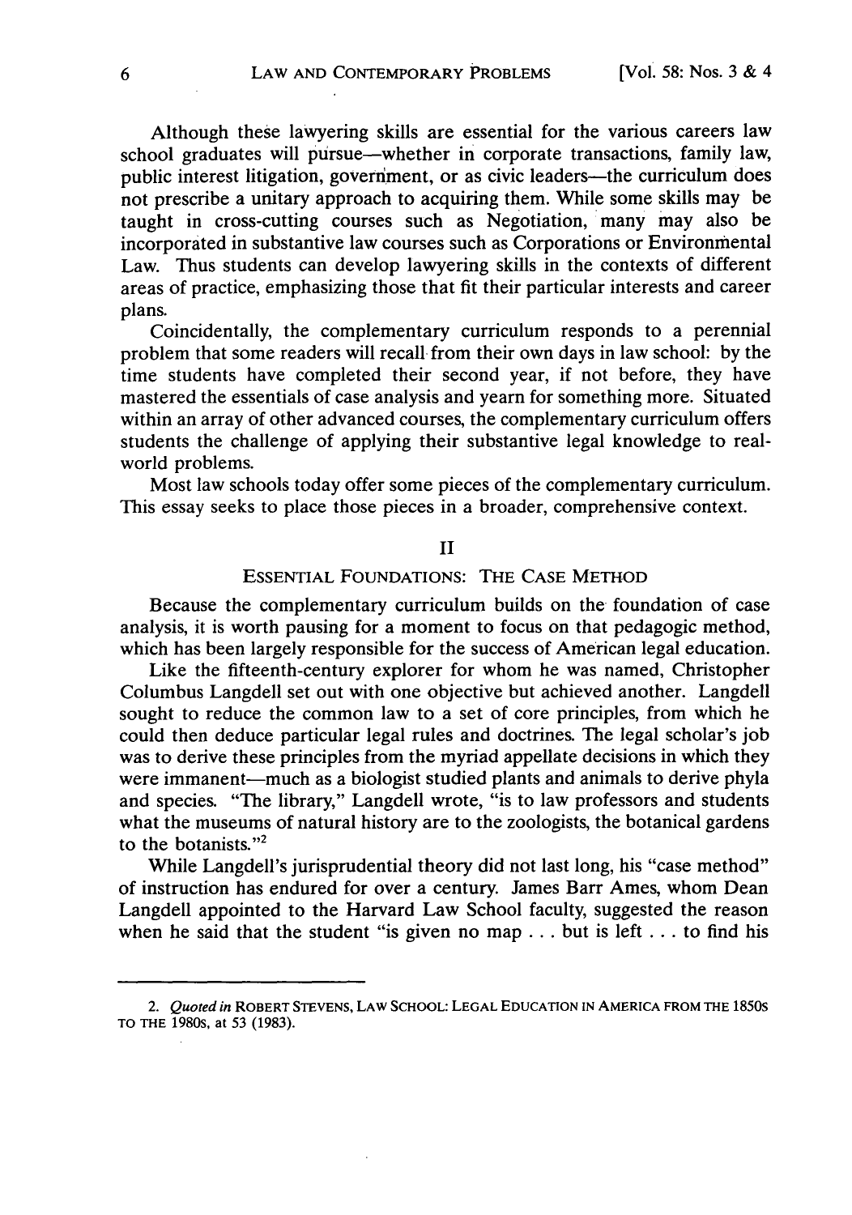Although these lawyering skills are essential for the various careers law school graduates will pursue—whether in corporate transactions, family law, public interest litigation, government, or as civic leaders—the curriculum does not prescribe a unitary approach to acquiring them. While some skills may be taught in cross-cutting courses such as Negotiation, many may also be incorporated in substantive law courses such as Corporations or Environmental Law. Thus students can develop lawyering skills in the contexts of different areas of practice, emphasizing those that fit their particular interests and career plans.

Coincidentally, the complementary curriculum responds to a perennial problem that some readers will recall from their own days in law school: by the time students have completed their second year, if not before, they have mastered the essentials of case analysis and yearn for something more. Situated within an array of other advanced courses, the complementary curriculum offers students the challenge of applying their substantive legal knowledge to real-world problems.

Most law schools today offer some pieces of the complementary curriculum. This essay seeks to place those pieces in a broader, comprehensive context.

## II

## ESSENTIAL FOUNDATIONS: THE CASE METHOD

Because the complementary curriculum builds on the foundation of case analysis, it is worth pausing for a moment to focus on that pedagogic method, which has been largely responsible for the success of American legal education.

Like the fifteenth-century explorer for whom he was named, Christopher Columbus Langdell set out with one objective but achieved another. Langdell sought to reduce the common law to a set of core principles, from which he could then deduce particular legal rules and doctrines. The legal scholar's job was to derive these principles from the myriad appellate decisions in which they were immanent—much as a biologist studied plants and animals to derive phyla and species. "The library," Langdell wrote, "is to law professors and students what the museums of natural history are to the zoologists, the botanical gardens to the botanists."[2]

While Langdell's jurisprudential theory did not last long, his "case method" of instruction has endured for over a century. James Barr Ames, whom Dean Langdell appointed to the Harvard Law School faculty, suggested the reason when he said that the student "is given no map . . . but is left . . . to find his

---

2. *Quoted in* ROBERT STEVENS, LAW SCHOOL: LEGAL EDUCATION IN AMERICA FROM THE 1850S TO THE 1980S, at 53 (1983).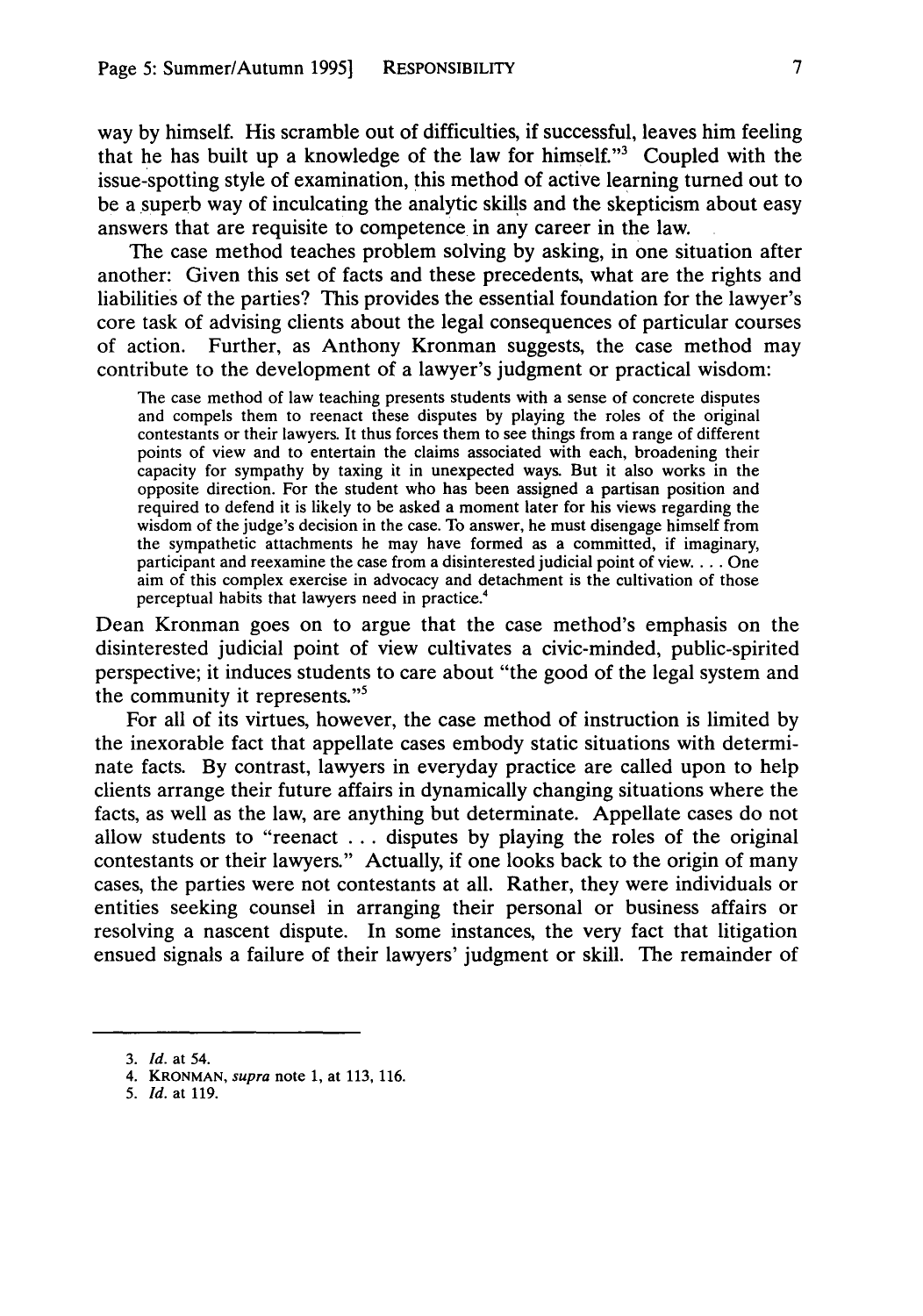way by himself. His scramble out of difficulties, if successful, leaves him feeling that he has built up a knowledge of the law for himself."[3] Coupled with the issue-spotting style of examination, this method of active learning turned out to be a superb way of inculcating the analytic skills and the skepticism about easy answers that are requisite to competence in any career in the law.

The case method teaches problem solving by asking, in one situation after another: Given this set of facts and these precedents, what are the rights and liabilities of the parties? This provides the essential foundation for the lawyer's core task of advising clients about the legal consequences of particular courses of action. Further, as Anthony Kronman suggests, the case method may contribute to the development of a lawyer's judgment or practical wisdom:

> The case method of law teaching presents students with a sense of concrete disputes and compels them to reenact these disputes by playing the roles of the original contestants or their lawyers. It thus forces them to see things from a range of different points of view and to entertain the claims associated with each, broadening their capacity for sympathy by taxing it in unexpected ways. But it also works in the opposite direction. For the student who has been assigned a partisan position and required to defend it is likely to be asked a moment later for his views regarding the wisdom of the judge's decision in the case. To answer, he must disengage himself from the sympathetic attachments he may have formed as a committed, if imaginary, participant and reexamine the case from a disinterested judicial point of view. . . . One aim of this complex exercise in advocacy and detachment is the cultivation of those perceptual habits that lawyers need in practice.[4]

Dean Kronman goes on to argue that the case method's emphasis on the disinterested judicial point of view cultivates a civic-minded, public-spirited perspective; it induces students to care about "the good of the legal system and the community it represents."[5]

For all of its virtues, however, the case method of instruction is limited by the inexorable fact that appellate cases embody static situations with determinate facts. By contrast, lawyers in everyday practice are called upon to help clients arrange their future affairs in dynamically changing situations where the facts, as well as the law, are anything but determinate. Appellate cases do not allow students to "reenact . . . disputes by playing the roles of the original contestants or their lawyers." Actually, if one looks back to the origin of many cases, the parties were not contestants at all. Rather, they were individuals or entities seeking counsel in arranging their personal or business affairs or resolving a nascent dispute. In some instances, the very fact that litigation ensued signals a failure of their lawyers' judgment or skill. The remainder of

---

3. *Id.* at 54.

4. KRONMAN, *supra* note 1, at 113, 116.

5. *Id.* at 119.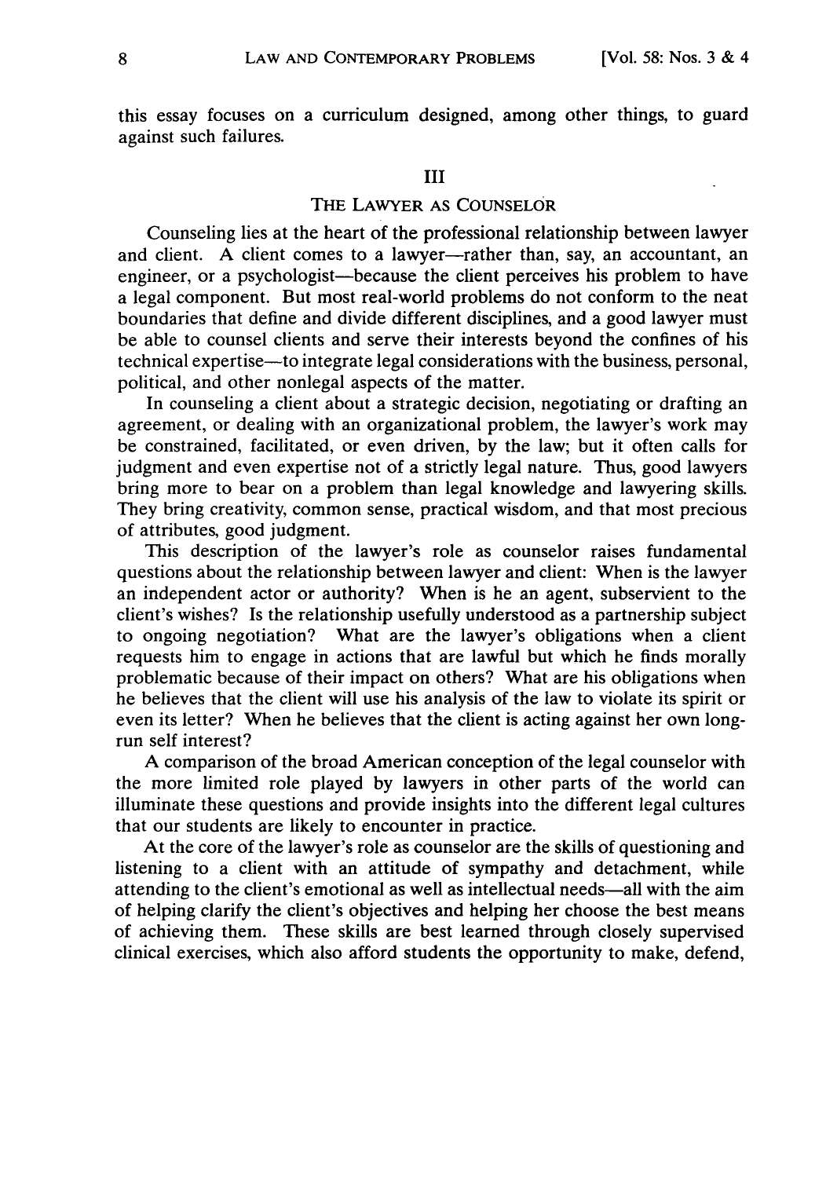this essay focuses on a curriculum designed, among other things, to guard against such failures.

## III

## THE LAWYER AS COUNSELOR

Counseling lies at the heart of the professional relationship between lawyer and client. A client comes to a lawyer—rather than, say, an accountant, an engineer, or a psychologist—because the client perceives his problem to have a legal component. But most real-world problems do not conform to the neat boundaries that define and divide different disciplines, and a good lawyer must be able to counsel clients and serve their interests beyond the confines of his technical expertise—to integrate legal considerations with the business, personal, political, and other nonlegal aspects of the matter.

In counseling a client about a strategic decision, negotiating or drafting an agreement, or dealing with an organizational problem, the lawyer's work may be constrained, facilitated, or even driven, by the law; but it often calls for judgment and even expertise not of a strictly legal nature. Thus, good lawyers bring more to bear on a problem than legal knowledge and lawyering skills. They bring creativity, common sense, practical wisdom, and that most precious of attributes, good judgment.

This description of the lawyer's role as counselor raises fundamental questions about the relationship between lawyer and client: When is the lawyer an independent actor or authority? When is he an agent, subservient to the client's wishes? Is the relationship usefully understood as a partnership subject to ongoing negotiation? What are the lawyer's obligations when a client requests him to engage in actions that are lawful but which he finds morally problematic because of their impact on others? What are his obligations when he believes that the client will use his analysis of the law to violate its spirit or even its letter? When he believes that the client is acting against her own long-run self interest?

A comparison of the broad American conception of the legal counselor with the more limited role played by lawyers in other parts of the world can illuminate these questions and provide insights into the different legal cultures that our students are likely to encounter in practice.

At the core of the lawyer's role as counselor are the skills of questioning and listening to a client with an attitude of sympathy and detachment, while attending to the client's emotional as well as intellectual needs—all with the aim of helping clarify the client's objectives and helping her choose the best means of achieving them. These skills are best learned through closely supervised clinical exercises, which also afford students the opportunity to make, defend,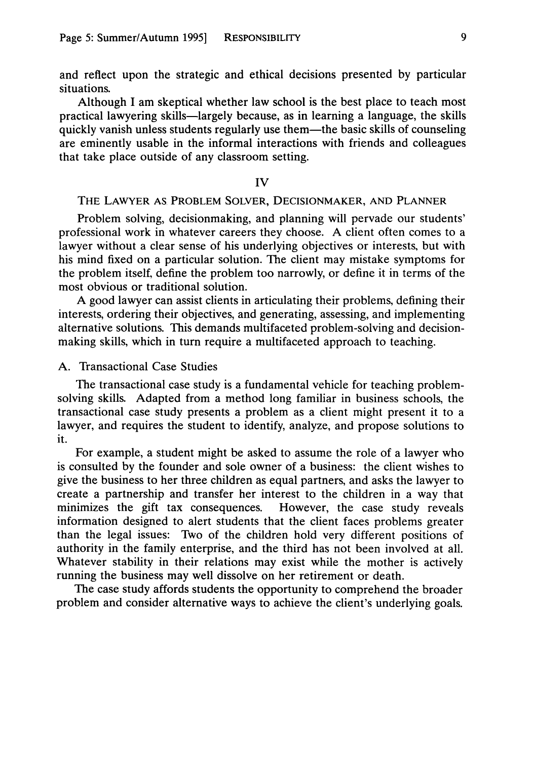and reflect upon the strategic and ethical decisions presented by particular situations.

Although I am skeptical whether law school is the best place to teach most practical lawyering skills—largely because, as in learning a language, the skills quickly vanish unless students regularly use them—the basic skills of counseling are eminently usable in the informal interactions with friends and colleagues that take place outside of any classroom setting.

## IV

## THE LAWYER AS PROBLEM SOLVER, DECISIONMAKER, AND PLANNER

Problem solving, decisionmaking, and planning will pervade our students' professional work in whatever careers they choose. A client often comes to a lawyer without a clear sense of his underlying objectives or interests, but with his mind fixed on a particular solution. The client may mistake symptoms for the problem itself, define the problem too narrowly, or define it in terms of the most obvious or traditional solution.

A good lawyer can assist clients in articulating their problems, defining their interests, ordering their objectives, and generating, assessing, and implementing alternative solutions. This demands multifaceted problem-solving and decisionmaking skills, which in turn require a multifaceted approach to teaching.

### A. Transactional Case Studies

The transactional case study is a fundamental vehicle for teaching problem-solving skills. Adapted from a method long familiar in business schools, the transactional case study presents a problem as a client might present it to a lawyer, and requires the student to identify, analyze, and propose solutions to it.

For example, a student might be asked to assume the role of a lawyer who is consulted by the founder and sole owner of a business: the client wishes to give the business to her three children as equal partners, and asks the lawyer to create a partnership and transfer her interest to the children in a way that minimizes the gift tax consequences. However, the case study reveals information designed to alert students that the client faces problems greater than the legal issues: Two of the children hold very different positions of authority in the family enterprise, and the third has not been involved at all. Whatever stability in their relations may exist while the mother is actively running the business may well dissolve on her retirement or death.

The case study affords students the opportunity to comprehend the broader problem and consider alternative ways to achieve the client's underlying goals.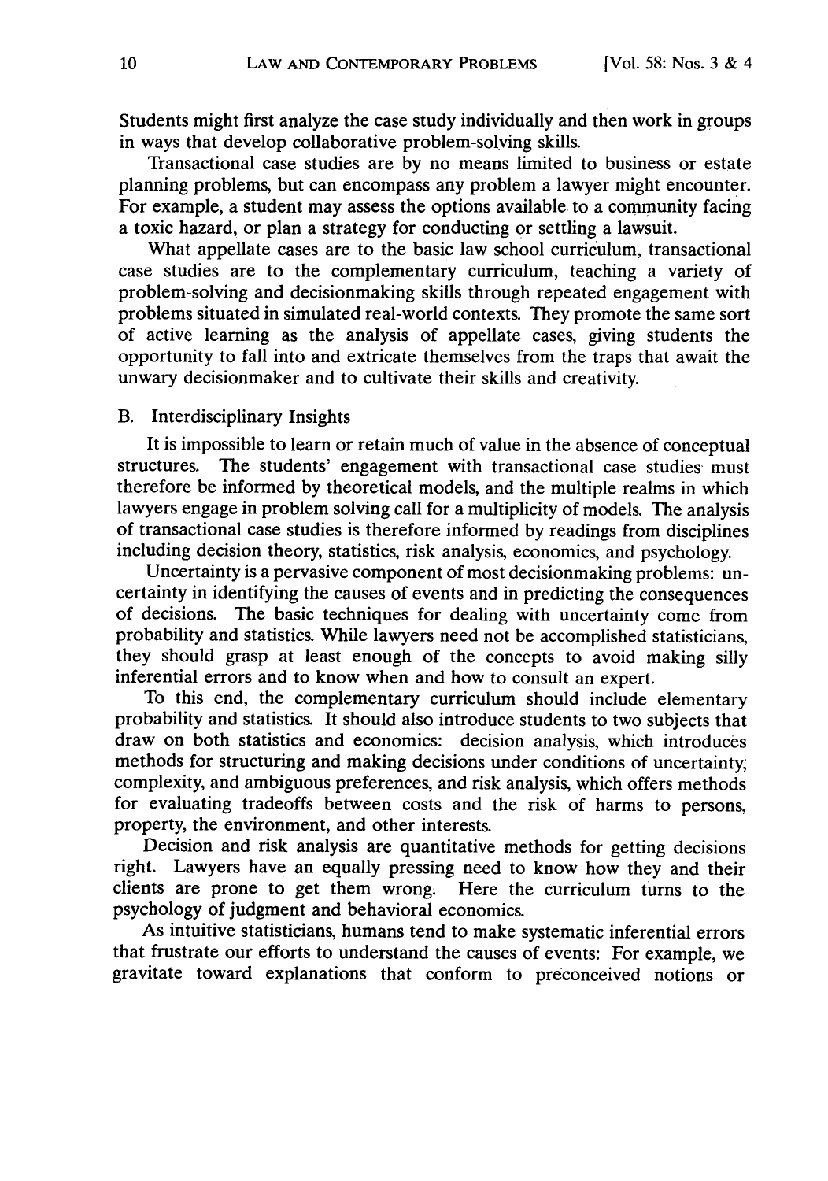Students might first analyze the case study individually and then work in groups in ways that develop collaborative problem-solving skills.

Transactional case studies are by no means limited to business or estate planning problems, but can encompass any problem a lawyer might encounter. For example, a student may assess the options available to a community facing a toxic hazard, or plan a strategy for conducting or settling a lawsuit.

What appellate cases are to the basic law school curriculum, transactional case studies are to the complementary curriculum, teaching a variety of problem-solving and decisionmaking skills through repeated engagement with problems situated in simulated real-world contexts. They promote the same sort of active learning as the analysis of appellate cases, giving students the opportunity to fall into and extricate themselves from the traps that await the unwary decisionmaker and to cultivate their skills and creativity.

### B. Interdisciplinary Insights

It is impossible to learn or retain much of value in the absence of conceptual structures. The students' engagement with transactional case studies must therefore be informed by theoretical models, and the multiple realms in which lawyers engage in problem solving call for a multiplicity of models. The analysis of transactional case studies is therefore informed by readings from disciplines including decision theory, statistics, risk analysis, economics, and psychology.

Uncertainty is a pervasive component of most decisionmaking problems: uncertainty in identifying the causes of events and in predicting the consequences of decisions. The basic techniques for dealing with uncertainty come from probability and statistics. While lawyers need not be accomplished statisticians, they should grasp at least enough of the concepts to avoid making silly inferential errors and to know when and how to consult an expert.

To this end, the complementary curriculum should include elementary probability and statistics. It should also introduce students to two subjects that draw on both statistics and economics: decision analysis, which introduces methods for structuring and making decisions under conditions of uncertainty, complexity, and ambiguous preferences, and risk analysis, which offers methods for evaluating tradeoffs between costs and the risk of harms to persons, property, the environment, and other interests.

Decision and risk analysis are quantitative methods for getting decisions right. Lawyers have an equally pressing need to know how they and their clients are prone to get them wrong. Here the curriculum turns to the psychology of judgment and behavioral economics.

As intuitive statisticians, humans tend to make systematic inferential errors that frustrate our efforts to understand the causes of events: For example, we gravitate toward explanations that conform to preconceived notions or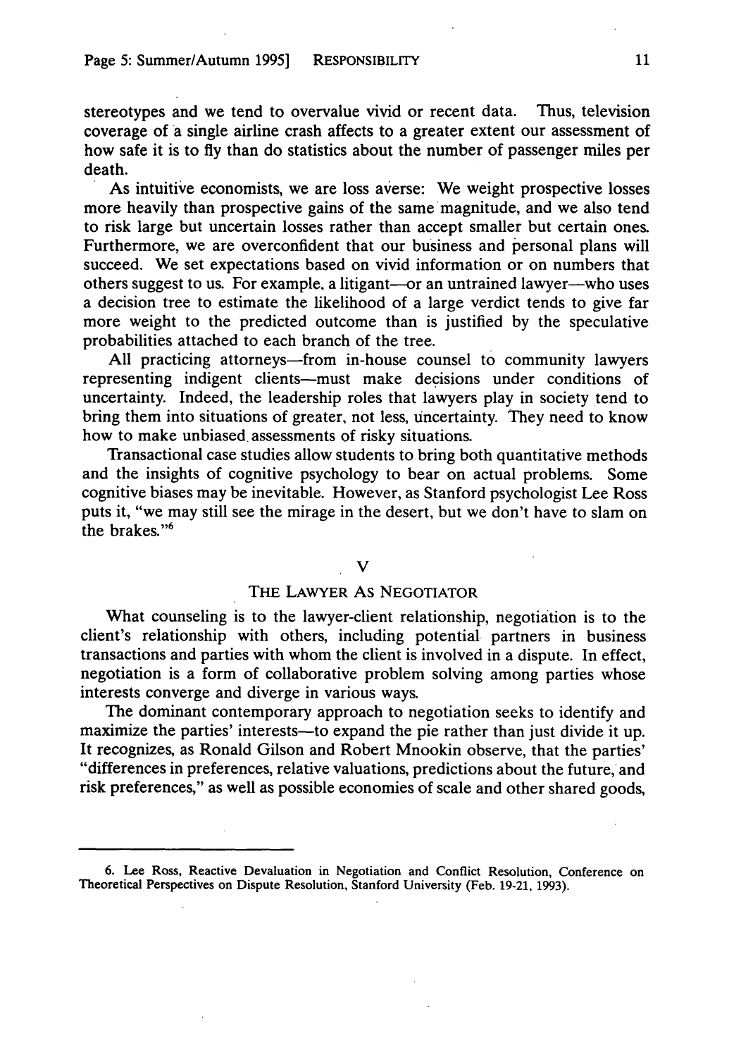stereotypes and we tend to overvalue vivid or recent data. Thus, television coverage of a single airline crash affects to a greater extent our assessment of how safe it is to fly than do statistics about the number of passenger miles per death.

As intuitive economists, we are loss averse: We weight prospective losses more heavily than prospective gains of the same magnitude, and we also tend to risk large but uncertain losses rather than accept smaller but certain ones. Furthermore, we are overconfident that our business and personal plans will succeed. We set expectations based on vivid information or on numbers that others suggest to us. For example, a litigant—or an untrained lawyer—who uses a decision tree to estimate the likelihood of a large verdict tends to give far more weight to the predicted outcome than is justified by the speculative probabilities attached to each branch of the tree.

All practicing attorneys—from in-house counsel to community lawyers representing indigent clients—must make decisions under conditions of uncertainty. Indeed, the leadership roles that lawyers play in society tend to bring them into situations of greater, not less, uncertainty. They need to know how to make unbiased assessments of risky situations.

Transactional case studies allow students to bring both quantitative methods and the insights of cognitive psychology to bear on actual problems. Some cognitive biases may be inevitable. However, as Stanford psychologist Lee Ross puts it, "we may still see the mirage in the desert, but we don't have to slam on the brakes."[6]

## V

## THE LAWYER AS NEGOTIATOR

What counseling is to the lawyer-client relationship, negotiation is to the client's relationship with others, including potential partners in business transactions and parties with whom the client is involved in a dispute. In effect, negotiation is a form of collaborative problem solving among parties whose interests converge and diverge in various ways.

The dominant contemporary approach to negotiation seeks to identify and maximize the parties' interests—to expand the pie rather than just divide it up. It recognizes, as Ronald Gilson and Robert Mnookin observe, that the parties' "differences in preferences, relative valuations, predictions about the future, and risk preferences," as well as possible economies of scale and other shared goods,

---

6. Lee Ross, Reactive Devaluation in Negotiation and Conflict Resolution, Conference on Theoretical Perspectives on Dispute Resolution, Stanford University (Feb. 19-21, 1993).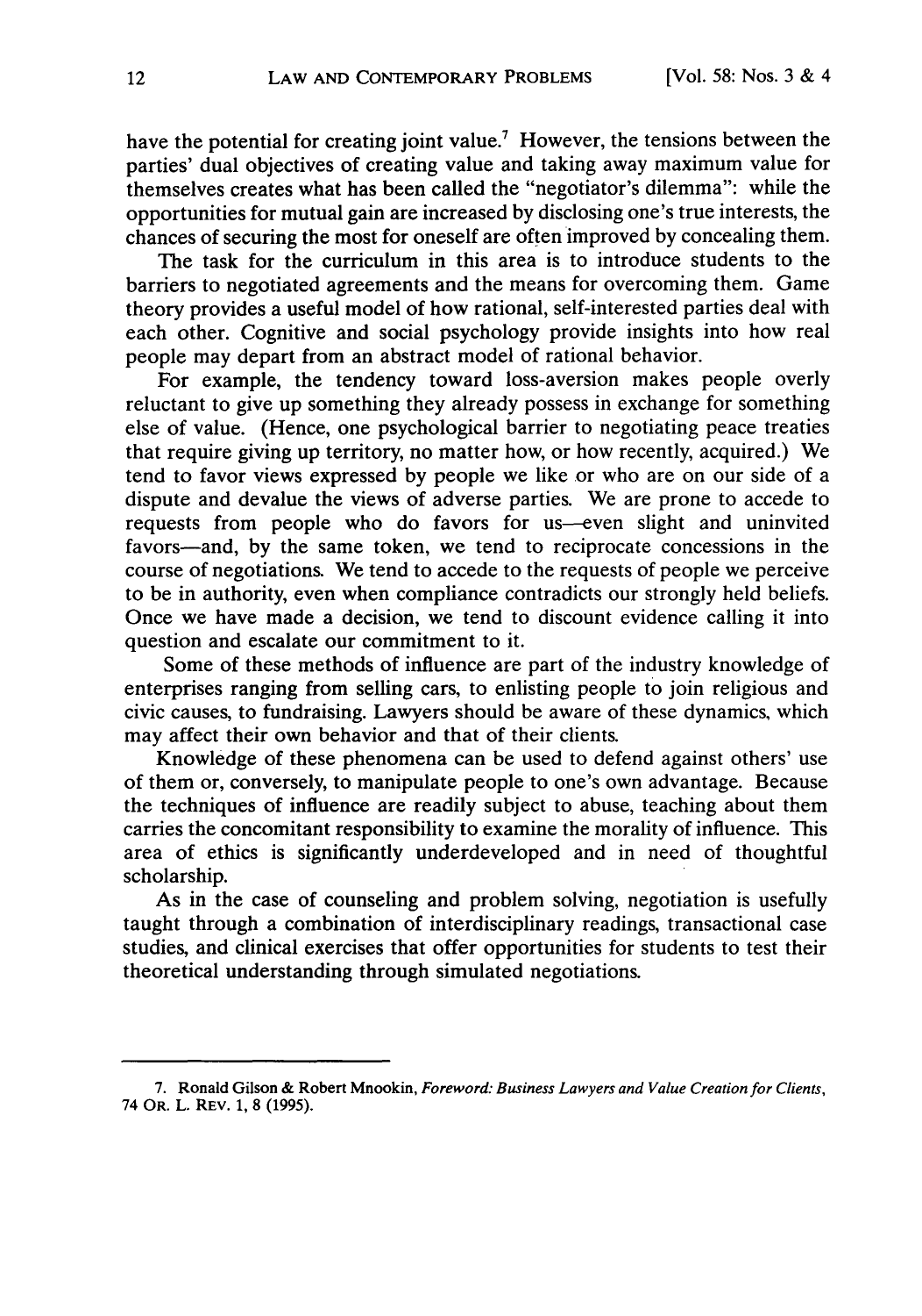have the potential for creating joint value.[7] However, the tensions between the parties' dual objectives of creating value and taking away maximum value for themselves creates what has been called the "negotiator's dilemma": while the opportunities for mutual gain are increased by disclosing one's true interests, the chances of securing the most for oneself are often improved by concealing them.

The task for the curriculum in this area is to introduce students to the barriers to negotiated agreements and the means for overcoming them. Game theory provides a useful model of how rational, self-interested parties deal with each other. Cognitive and social psychology provide insights into how real people may depart from an abstract model of rational behavior.

For example, the tendency toward loss-aversion makes people overly reluctant to give up something they already possess in exchange for something else of value. (Hence, one psychological barrier to negotiating peace treaties that require giving up territory, no matter how, or how recently, acquired.) We tend to favor views expressed by people we like or who are on our side of a dispute and devalue the views of adverse parties. We are prone to accede to requests from people who do favors for us—even slight and uninvited favors—and, by the same token, we tend to reciprocate concessions in the course of negotiations. We tend to accede to the requests of people we perceive to be in authority, even when compliance contradicts our strongly held beliefs. Once we have made a decision, we tend to discount evidence calling it into question and escalate our commitment to it.

Some of these methods of influence are part of the industry knowledge of enterprises ranging from selling cars, to enlisting people to join religious and civic causes, to fundraising. Lawyers should be aware of these dynamics, which may affect their own behavior and that of their clients.

Knowledge of these phenomena can be used to defend against others' use of them or, conversely, to manipulate people to one's own advantage. Because the techniques of influence are readily subject to abuse, teaching about them carries the concomitant responsibility to examine the morality of influence. This area of ethics is significantly underdeveloped and in need of thoughtful scholarship.

As in the case of counseling and problem solving, negotiation is usefully taught through a combination of interdisciplinary readings, transactional case studies, and clinical exercises that offer opportunities for students to test their theoretical understanding through simulated negotiations.

---

7. Ronald Gilson & Robert Mnookin, *Foreword: Business Lawyers and Value Creation for Clients*, 74 OR. L. REV. 1, 8 (1995).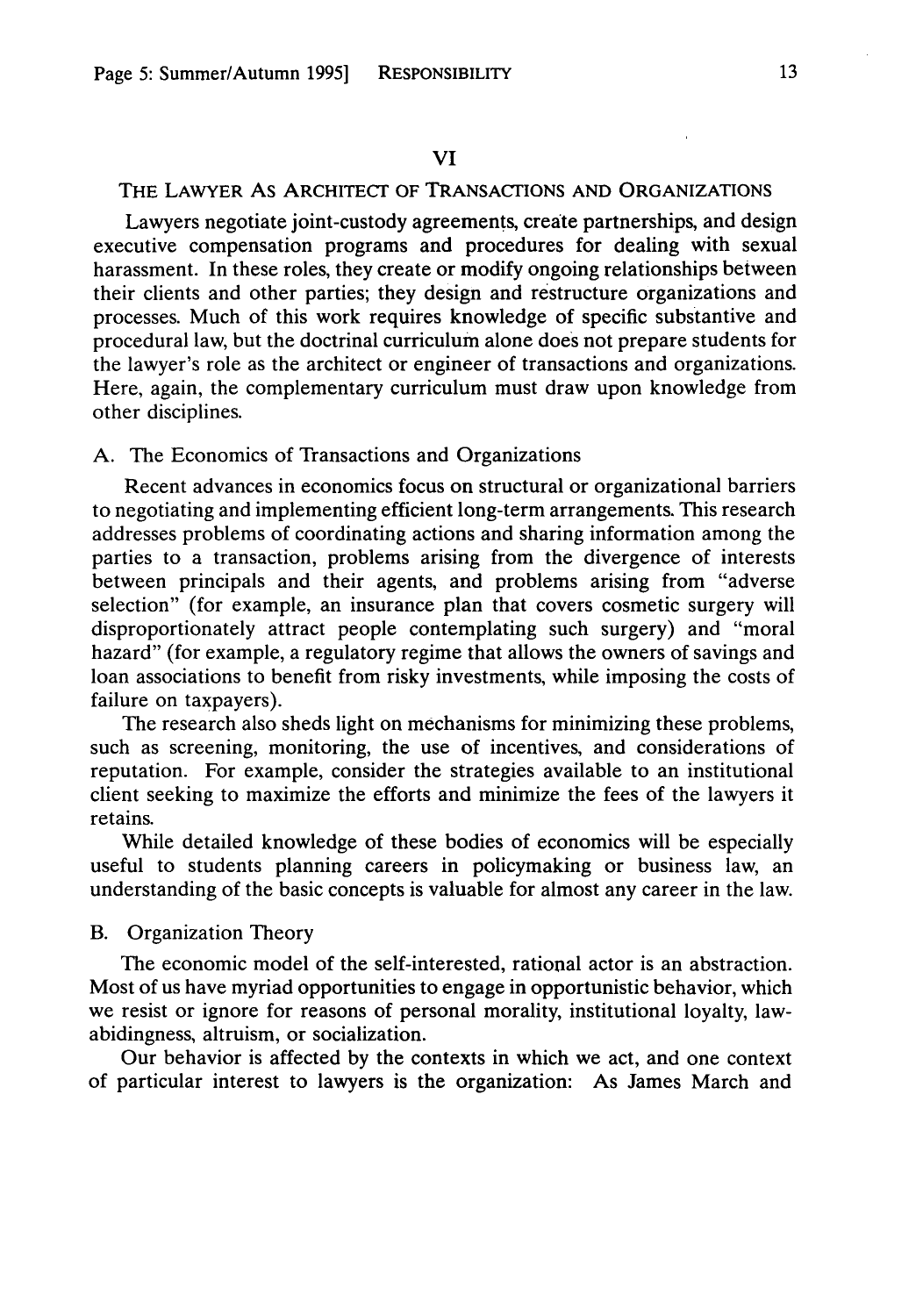## VI

## THE LAWYER AS ARCHITECT OF TRANSACTIONS AND ORGANIZATIONS

Lawyers negotiate joint-custody agreements, create partnerships, and design executive compensation programs and procedures for dealing with sexual harassment. In these roles, they create or modify ongoing relationships between their clients and other parties; they design and restructure organizations and processes. Much of this work requires knowledge of specific substantive and procedural law, but the doctrinal curriculum alone does not prepare students for the lawyer's role as the architect or engineer of transactions and organizations. Here, again, the complementary curriculum must draw upon knowledge from other disciplines.

### A. The Economics of Transactions and Organizations

Recent advances in economics focus on structural or organizational barriers to negotiating and implementing efficient long-term arrangements. This research addresses problems of coordinating actions and sharing information among the parties to a transaction, problems arising from the divergence of interests between principals and their agents, and problems arising from "adverse selection" (for example, an insurance plan that covers cosmetic surgery will disproportionately attract people contemplating such surgery) and "moral hazard" (for example, a regulatory regime that allows the owners of savings and loan associations to benefit from risky investments, while imposing the costs of failure on taxpayers).

The research also sheds light on mechanisms for minimizing these problems, such as screening, monitoring, the use of incentives, and considerations of reputation. For example, consider the strategies available to an institutional client seeking to maximize the efforts and minimize the fees of the lawyers it retains.

While detailed knowledge of these bodies of economics will be especially useful to students planning careers in policymaking or business law, an understanding of the basic concepts is valuable for almost any career in the law.

### B. Organization Theory

The economic model of the self-interested, rational actor is an abstraction. Most of us have myriad opportunities to engage in opportunistic behavior, which we resist or ignore for reasons of personal morality, institutional loyalty, law-abidingness, altruism, or socialization.

Our behavior is affected by the contexts in which we act, and one context of particular interest to lawyers is the organization: As James March and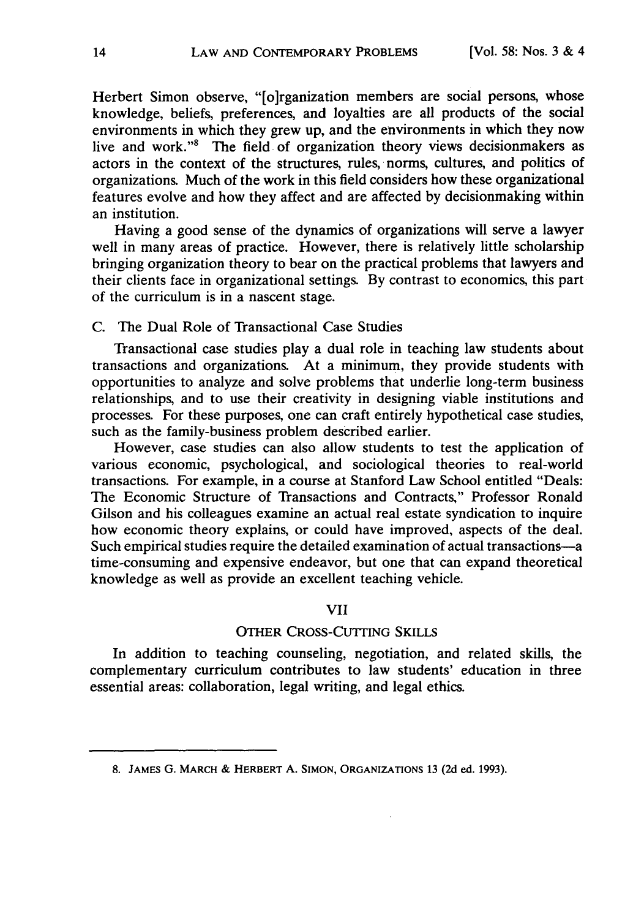Herbert Simon observe, "[o]rganization members are social persons, whose knowledge, beliefs, preferences, and loyalties are all products of the social environments in which they grew up, and the environments in which they now live and work."[8] The field of organization theory views decisionmakers as actors in the context of the structures, rules, norms, cultures, and politics of organizations. Much of the work in this field considers how these organizational features evolve and how they affect and are affected by decisionmaking within an institution.

Having a good sense of the dynamics of organizations will serve a lawyer well in many areas of practice. However, there is relatively little scholarship bringing organization theory to bear on the practical problems that lawyers and their clients face in organizational settings. By contrast to economics, this part of the curriculum is in a nascent stage.

### C. The Dual Role of Transactional Case Studies

Transactional case studies play a dual role in teaching law students about transactions and organizations. At a minimum, they provide students with opportunities to analyze and solve problems that underlie long-term business relationships, and to use their creativity in designing viable institutions and processes. For these purposes, one can craft entirely hypothetical case studies, such as the family-business problem described earlier.

However, case studies can also allow students to test the application of various economic, psychological, and sociological theories to real-world transactions. For example, in a course at Stanford Law School entitled "Deals: The Economic Structure of Transactions and Contracts," Professor Ronald Gilson and his colleagues examine an actual real estate syndication to inquire how economic theory explains, or could have improved, aspects of the deal. Such empirical studies require the detailed examination of actual transactions—a time-consuming and expensive endeavor, but one that can expand theoretical knowledge as well as provide an excellent teaching vehicle.

## VII

## OTHER CROSS-CUTTING SKILLS

In addition to teaching counseling, negotiation, and related skills, the complementary curriculum contributes to law students' education in three essential areas: collaboration, legal writing, and legal ethics.

---

8. JAMES G. MARCH & HERBERT A. SIMON, ORGANIZATIONS 13 (2d ed. 1993).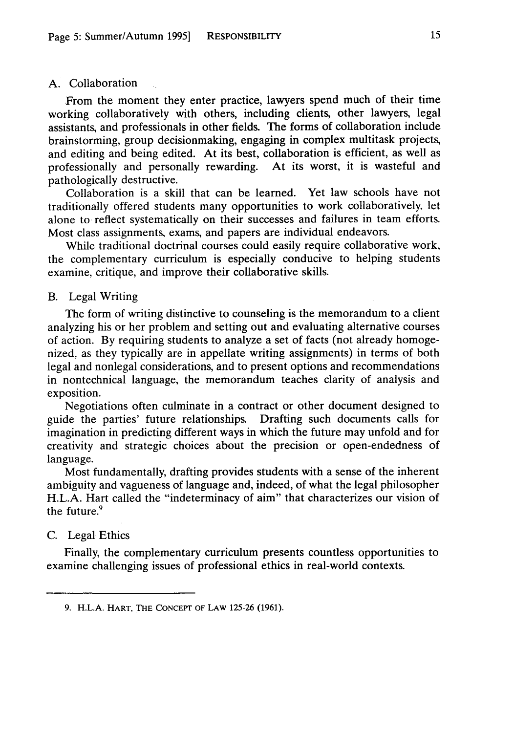### A. Collaboration

From the moment they enter practice, lawyers spend much of their time working collaboratively with others, including clients, other lawyers, legal assistants, and professionals in other fields. The forms of collaboration include brainstorming, group decisionmaking, engaging in complex multitask projects, and editing and being edited. At its best, collaboration is efficient, as well as professionally and personally rewarding. At its worst, it is wasteful and pathologically destructive.

Collaboration is a skill that can be learned. Yet law schools have not traditionally offered students many opportunities to work collaboratively, let alone to reflect systematically on their successes and failures in team efforts. Most class assignments, exams, and papers are individual endeavors.

While traditional doctrinal courses could easily require collaborative work, the complementary curriculum is especially conducive to helping students examine, critique, and improve their collaborative skills.

### B. Legal Writing

The form of writing distinctive to counseling is the memorandum to a client analyzing his or her problem and setting out and evaluating alternative courses of action. By requiring students to analyze a set of facts (not already homogenized, as they typically are in appellate writing assignments) in terms of both legal and nonlegal considerations, and to present options and recommendations in nontechnical language, the memorandum teaches clarity of analysis and exposition.

Negotiations often culminate in a contract or other document designed to guide the parties' future relationships. Drafting such documents calls for imagination in predicting different ways in which the future may unfold and for creativity and strategic choices about the precision or open-endedness of language.

Most fundamentally, drafting provides students with a sense of the inherent ambiguity and vagueness of language and, indeed, of what the legal philosopher H.L.A. Hart called the "indeterminacy of aim" that characterizes our vision of the future.[9]

### C. Legal Ethics

Finally, the complementary curriculum presents countless opportunities to examine challenging issues of professional ethics in real-world contexts.

---

9. H.L.A. HART, THE CONCEPT OF LAW 125-26 (1961).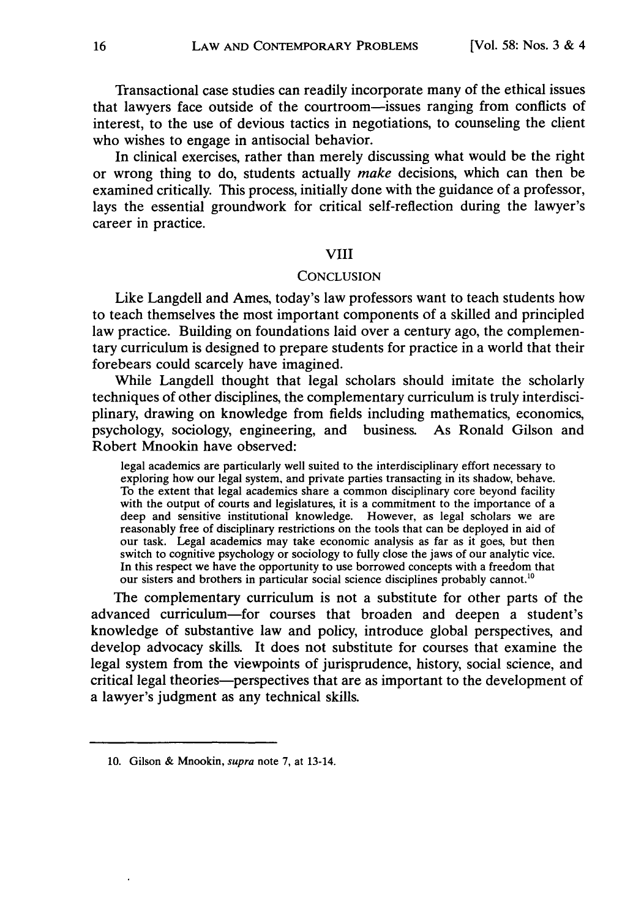Transactional case studies can readily incorporate many of the ethical issues that lawyers face outside of the courtroom—issues ranging from conflicts of interest, to the use of devious tactics in negotiations, to counseling the client who wishes to engage in antisocial behavior.

In clinical exercises, rather than merely discussing what would be the right or wrong thing to do, students actually *make* decisions, which can then be examined critically. This process, initially done with the guidance of a professor, lays the essential groundwork for critical self-reflection during the lawyer's career in practice.

## VIII

## CONCLUSION

Like Langdell and Ames, today's law professors want to teach students how to teach themselves the most important components of a skilled and principled law practice. Building on foundations laid over a century ago, the complementary curriculum is designed to prepare students for practice in a world that their forebears could scarcely have imagined.

While Langdell thought that legal scholars should imitate the scholarly techniques of other disciplines, the complementary curriculum is truly interdisciplinary, drawing on knowledge from fields including mathematics, economics, psychology, sociology, engineering, and business. As Ronald Gilson and Robert Mnookin have observed:

> legal academics are particularly well suited to the interdisciplinary effort necessary to exploring how our legal system, and private parties transacting in its shadow, behave. To the extent that legal academics share a common disciplinary core beyond facility with the output of courts and legislatures, it is a commitment to the importance of a deep and sensitive institutional knowledge. However, as legal scholars we are reasonably free of disciplinary restrictions on the tools that can be deployed in aid of our task. Legal academics may take economic analysis as far as it goes, but then switch to cognitive psychology or sociology to fully close the jaws of our analytic vice. In this respect we have the opportunity to use borrowed concepts with a freedom that our sisters and brothers in particular social science disciplines probably cannot.[10]

The complementary curriculum is not a substitute for other parts of the advanced curriculum—for courses that broaden and deepen a student's knowledge of substantive law and policy, introduce global perspectives, and develop advocacy skills. It does not substitute for courses that examine the legal system from the viewpoints of jurisprudence, history, social science, and critical legal theories—perspectives that are as important to the development of a lawyer's judgment as any technical skills.

---

10. Gilson & Mnookin, *supra* note 7, at 13-14.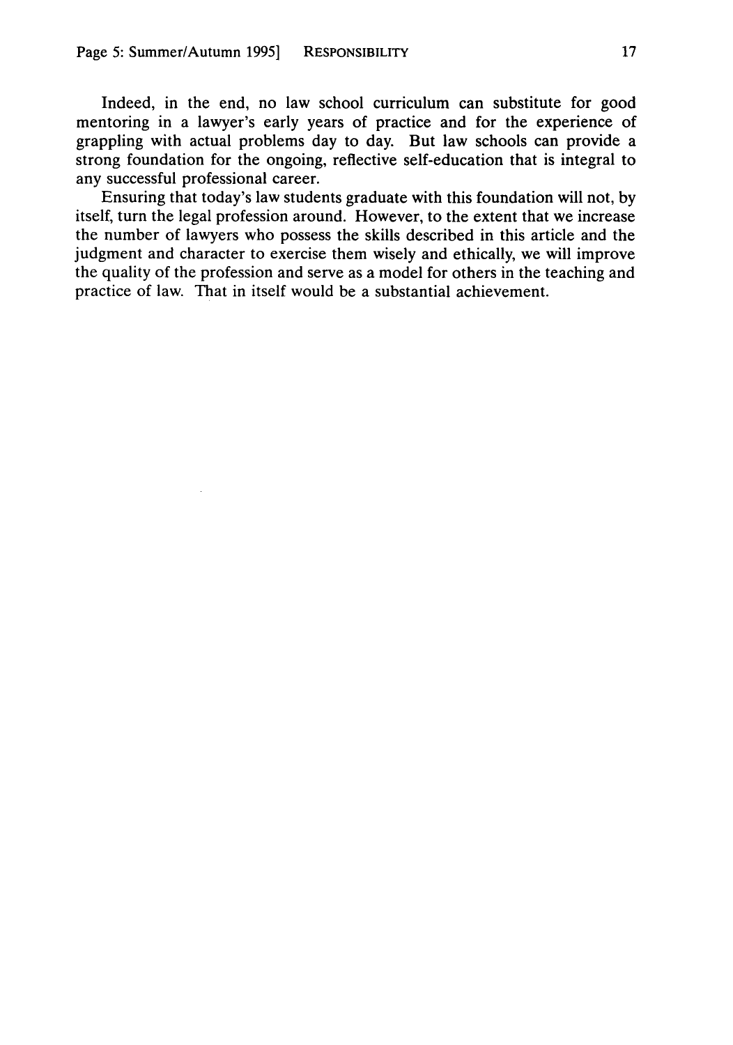Indeed, in the end, no law school curriculum can substitute for good mentoring in a lawyer's early years of practice and for the experience of grappling with actual problems day to day. But law schools can provide a strong foundation for the ongoing, reflective self-education that is integral to any successful professional career.

Ensuring that today's law students graduate with this foundation will not, by itself, turn the legal profession around. However, to the extent that we increase the number of lawyers who possess the skills described in this article and the judgment and character to exercise them wisely and ethically, we will improve the quality of the profession and serve as a model for others in the teaching and practice of law. That in itself would be a substantial achievement.